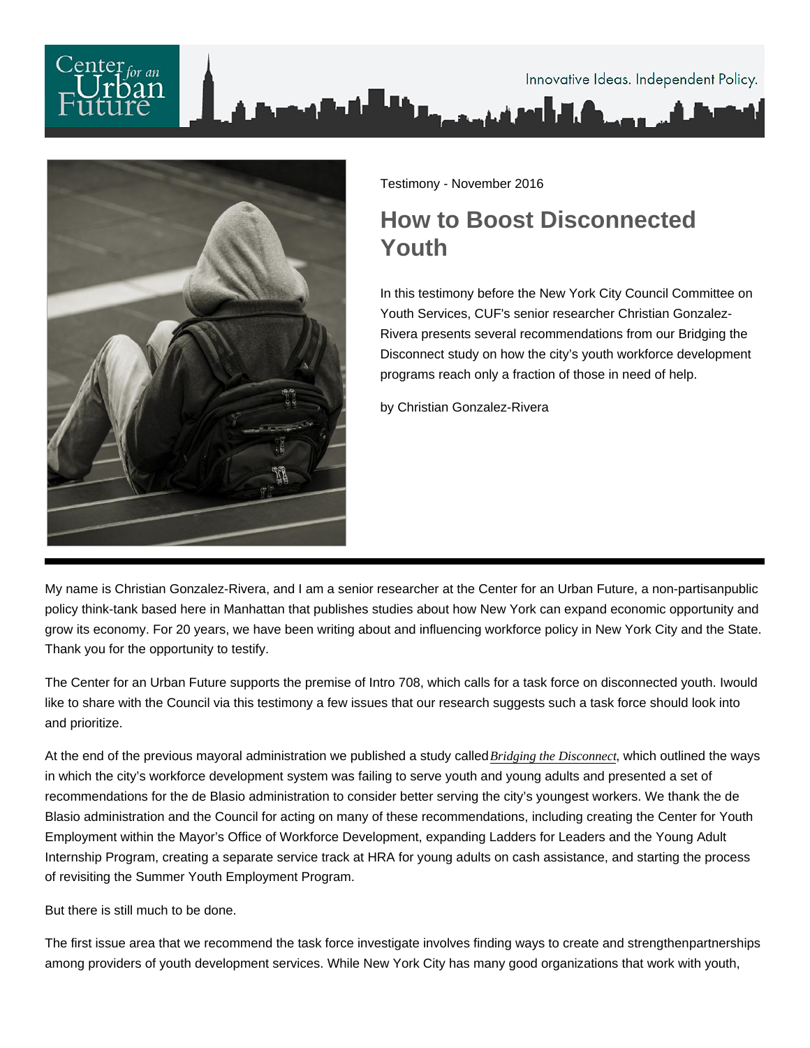Testimony - November 2016

# How to Boost Disconnected Youth

In this testimony before the New York City Council Committee on Youth Services, CUF's senior researcher Christian Gonzalez-Rivera presents several recommendations from our Bridging the Disconnect study on how the city's youth workforce development programs reach only a fraction of those in need of help.

by Christian Gonzalez-Rivera

My name is Christian Gonzalez-Rivera, and I am a senior researcher at the Center for an Urban Future, a non-partisanpublic policy think-tank based here in Manhattan that publishes studies about how New York can expand economic opportunity and grow its economy. For 20 years, we have been writing about and influencing workforce policy in New York City and the State. Thank you for the opportunity to testify.

The Center for an Urban Future supports the premise of Intro 708, which calls for a task force on disconnected youth. Iwould like to share with the Council via this testimony a few issues that our research suggests such a task force should look into and prioritize.

At the end of the previous mayoral administration we published a study called *Bridging the Disconnect*, which outlined the ways in which the city's workforce development system was failing to serve youth and young adults and presented a set of recommendations for the de Blasio administration to consider better serving the city's youngest workers. We thank the de Blasio administration and the Council for acting on many of these recommendations, including creating the Center for Youth Employment within the Mayor's Office of Workforce Development, expanding Ladders for Leaders and the Young Adult Internship Program, creating a separate service track at HRA for young adults on cash assistance, and starting the process of revisiting the Summer Youth Employment Program.

But there is still much to be done.

The first issue area that we recommend the task force investigate involves finding ways to create and strengthenpartnerships among providers of youth development services. While New York City has many good organizations that work with youth,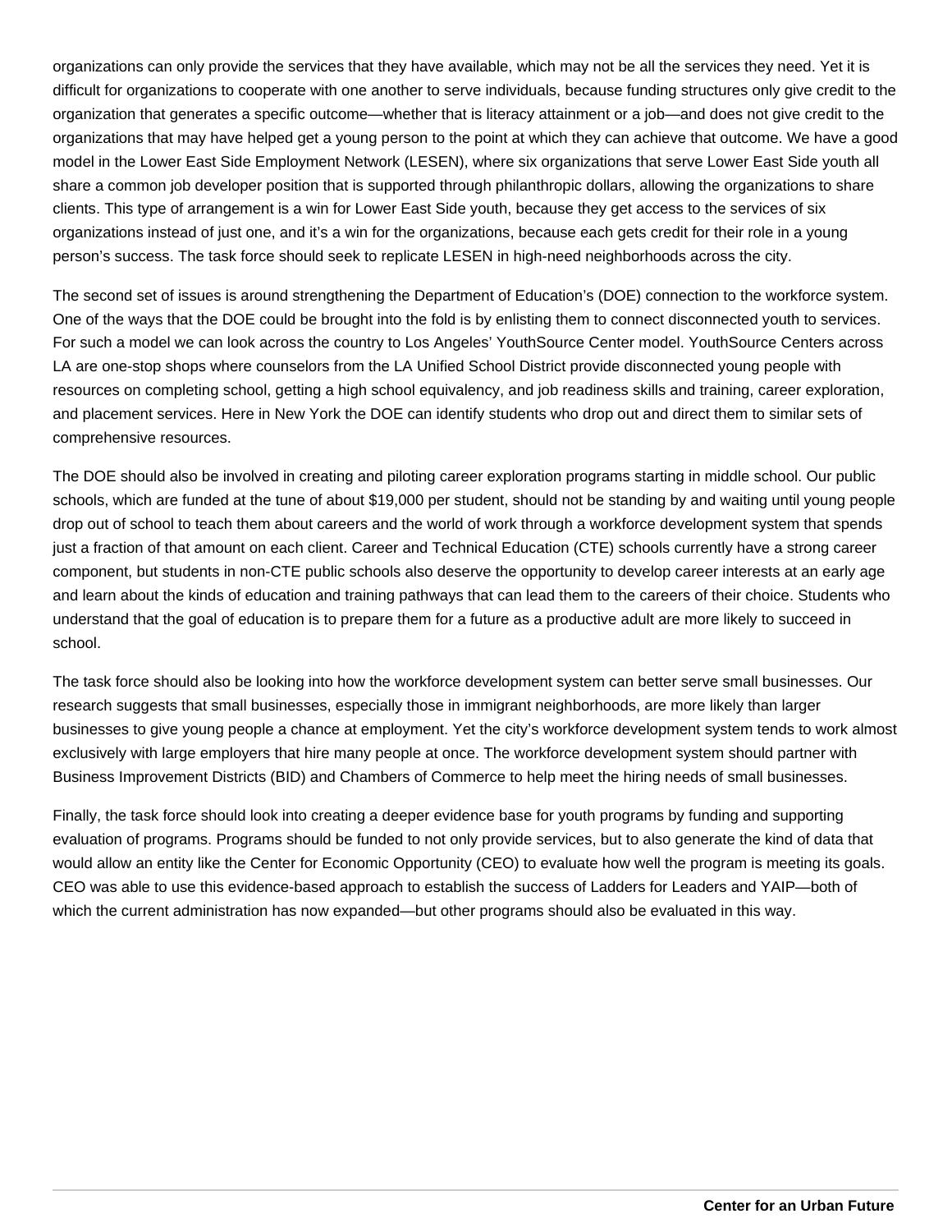organizations can only provide the services that they have available, which may not be all the services they need. Yet it is difficult for organizations to cooperate with one another to serve individuals, because funding structures only give credit to the organization that generates a specific outcome—whether that is literacy attainment or a job—and does not give credit to the organizations that may have helped get a young person to the point at which they can achieve that outcome. We have a good model in the Lower East Side Employment Network (LESEN), where six organizations that serve Lower East Side youth all share a common job developer position that is supported through philanthropic dollars, allowing the organizations to share clients. This type of arrangement is a win for Lower East Side youth, because they get access to the services of six organizations instead of just one, and it's a win for the organizations, because each gets credit for their role in a young person's success. The task force should seek to replicate LESEN in high-need neighborhoods across the city.

The second set of issues is around strengthening the Department of Education's (DOE) connection to the workforce system. One of the ways that the DOE could be brought into the fold is by enlisting them to connect disconnected youth to services. For such a model we can look across the country to Los Angeles' YouthSource Center model. YouthSource Centers across LA are one-stop shops where counselors from the LA Unified School District provide disconnected young people with resources on completing school, getting a high school equivalency, and job readiness skills and training, career exploration, and placement services. Here in New York the DOE can identify students who drop out and direct them to similar sets of comprehensive resources.

The DOE should also be involved in creating and piloting career exploration programs starting in middle school. Our public schools, which are funded at the tune of about $19,000 per student, should not be standing by and waiting until young people drop out of school to teach them about careers and the world of work through a workforce development system that spends just a fraction of that amount on each client. Career and Technical Education (CTE) schools currently have a strong career component, but students in non-CTE public schools also deserve the opportunity to develop career interests at an early age and learn about the kinds of education and training pathways that can lead them to the careers of their choice. Students who understand that the goal of education is to prepare them for a future as a productive adult are more likely to succeed in school.

The task force should also be looking into how the workforce development system can better serve small businesses. Our research suggests that small businesses, especially those in immigrant neighborhoods, are more likely than larger businesses to give young people a chance at employment. Yet the city's workforce development system tends to work almost exclusively with large employers that hire many people at once. The workforce development system should partner with Business Improvement Districts (BID) and Chambers of Commerce to help meet the hiring needs of small businesses.

Finally, the task force should look into creating a deeper evidence base for youth programs by funding and supporting evaluation of programs. Programs should be funded to not only provide services, but to also generate the kind of data that would allow an entity like the Center for Economic Opportunity (CEO) to evaluate how well the program is meeting its goals. CEO was able to use this evidence-based approach to establish the success of Ladders for Leaders and YAIP—both of which the current administration has now expanded—but other programs should also be evaluated in this way.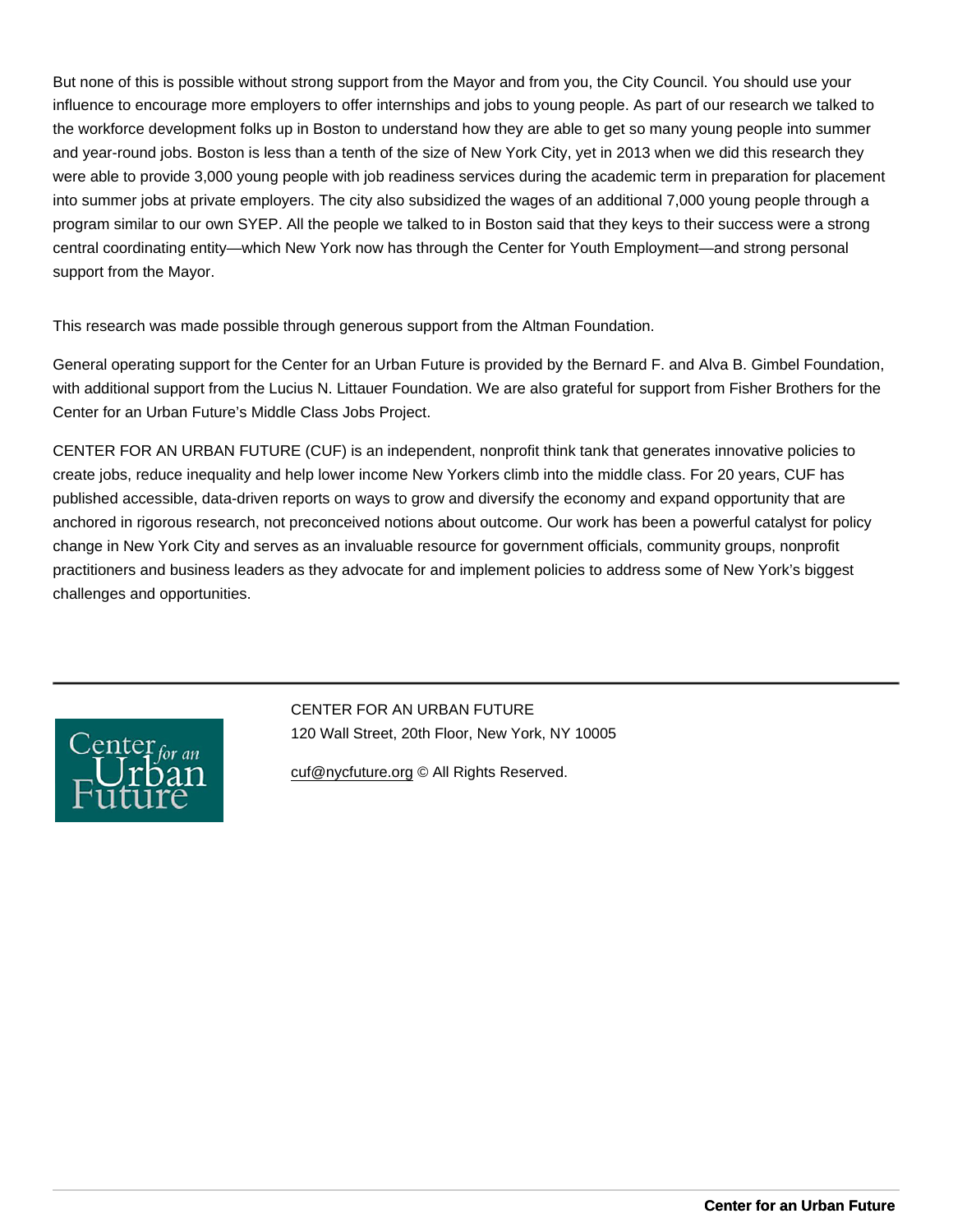But none of this is possible without strong support from the Mayor and from you, the City Council. You should use your influence to encourage more employers to offer internships and jobs to young people. As part of our research we talked to the workforce development folks up in Boston to understand how they are able to get so many young people into summer and year-round jobs. Boston is less than a tenth of the size of New York City, yet in 2013 when we did this research they were able to provide 3,000 young people with job readiness services during the academic term in preparation for placement into summer jobs at private employers. The city also subsidized the wages of an additional 7,000 young people through a program similar to our own SYEP. All the people we talked to in Boston said that they keys to their success were a strong central coordinating entity—which New York now has through the Center for Youth Employment—and strong personal support from the Mayor.

This research was made possible through generous support from the Altman Foundation.

General operating support for the Center for an Urban Future is provided by the Bernard F. and Alva B. Gimbel Foundation, with additional support from the Lucius N. Littauer Foundation. We are also grateful for support from Fisher Brothers for the Center for an Urban Future's Middle Class Jobs Project.

CENTER FOR AN URBAN FUTURE (CUF) is an independent, nonprofit think tank that generates innovative policies to create jobs, reduce inequality and help lower income New Yorkers climb into the middle class. For 20 years, CUF has published accessible, data-driven reports on ways to grow and diversify the economy and expand opportunity that are anchored in rigorous research, not preconceived notions about outcome. Our work has been a powerful catalyst for policy change in New York City and serves as an invaluable resource for government officials, community groups, nonprofit practitioners and business leaders as they advocate for and implement policies to address some of New York's biggest challenges and opportunities.

---

Center for an Urban Future

CENTER FOR AN URBAN FUTURE
120 Wall Street, 20th Floor, New York, NY 10005

cuf@nycfuture.org © All Rights Reserved.